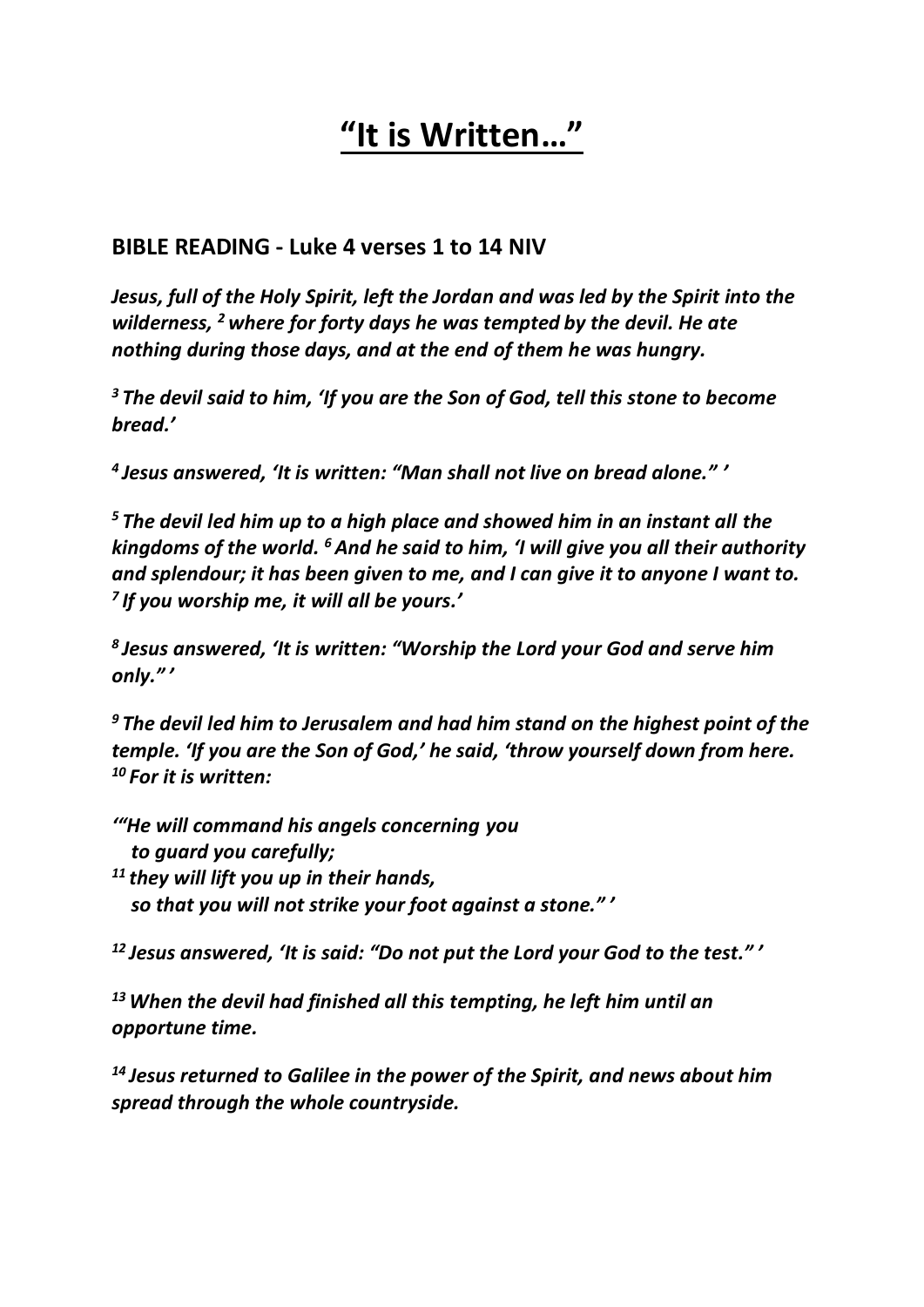# "It is Written…"

## BIBLE READING - Luke 4 verses 1 to 14 NIV

*Jesus, full of the Holy Spirit, left the Jordan and was led by the Spirit into the wilderness, [2] where for forty days he was tempted by the devil. He ate nothing during those days, and at the end of them he was hungry.*

*[3] The devil said to him, 'If you are the Son of God, tell this stone to become bread.'*

*[4] Jesus answered, 'It is written: "Man shall not live on bread alone." '*

*[5] The devil led him up to a high place and showed him in an instant all the kingdoms of the world. [6] And he said to him, 'I will give you all their authority and splendour; it has been given to me, and I can give it to anyone I want to. [7] If you worship me, it will all be yours.'*

*[8] Jesus answered, 'It is written: "Worship the Lord your God and serve him only." '*

*[9] The devil led him to Jerusalem and had him stand on the highest point of the temple. 'If you are the Son of God,' he said, 'throw yourself down from here. [10] For it is written:*

*'"He will command his angels concerning you*
*to guard you carefully;*
*[11] they will lift you up in their hands,*
*so that you will not strike your foot against a stone." '*

*[12] Jesus answered, 'It is said: "Do not put the Lord your God to the test." '*

*[13] When the devil had finished all this tempting, he left him until an opportune time.*

*[14] Jesus returned to Galilee in the power of the Spirit, and news about him spread through the whole countryside.*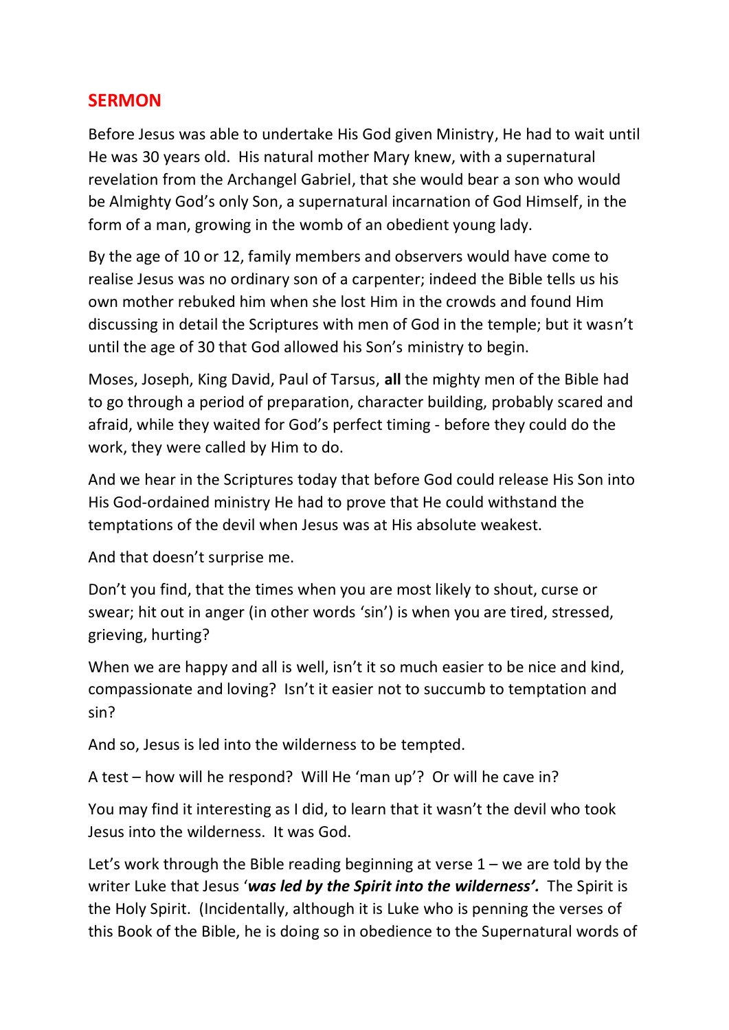## SERMON

Before Jesus was able to undertake His God given Ministry, He had to wait until He was 30 years old. His natural mother Mary knew, with a supernatural revelation from the Archangel Gabriel, that she would bear a son who would be Almighty God's only Son, a supernatural incarnation of God Himself, in the form of a man, growing in the womb of an obedient young lady.

By the age of 10 or 12, family members and observers would have come to realise Jesus was no ordinary son of a carpenter; indeed the Bible tells us his own mother rebuked him when she lost Him in the crowds and found Him discussing in detail the Scriptures with men of God in the temple; but it wasn't until the age of 30 that God allowed his Son's ministry to begin.

Moses, Joseph, King David, Paul of Tarsus, **all** the mighty men of the Bible had to go through a period of preparation, character building, probably scared and afraid, while they waited for God's perfect timing - before they could do the work, they were called by Him to do.

And we hear in the Scriptures today that before God could release His Son into His God-ordained ministry He had to prove that He could withstand the temptations of the devil when Jesus was at His absolute weakest.

And that doesn't surprise me.

Don't you find, that the times when you are most likely to shout, curse or swear; hit out in anger (in other words 'sin') is when you are tired, stressed, grieving, hurting?

When we are happy and all is well, isn't it so much easier to be nice and kind, compassionate and loving? Isn't it easier not to succumb to temptation and sin?

And so, Jesus is led into the wilderness to be tempted.

A test – how will he respond? Will He 'man up'? Or will he cave in?

You may find it interesting as I did, to learn that it wasn't the devil who took Jesus into the wilderness. It was God.

Let's work through the Bible reading beginning at verse 1 – we are told by the writer Luke that Jesus '***was led by the Spirit into the wilderness'.*** The Spirit is the Holy Spirit. (Incidentally, although it is Luke who is penning the verses of this Book of the Bible, he is doing so in obedience to the Supernatural words of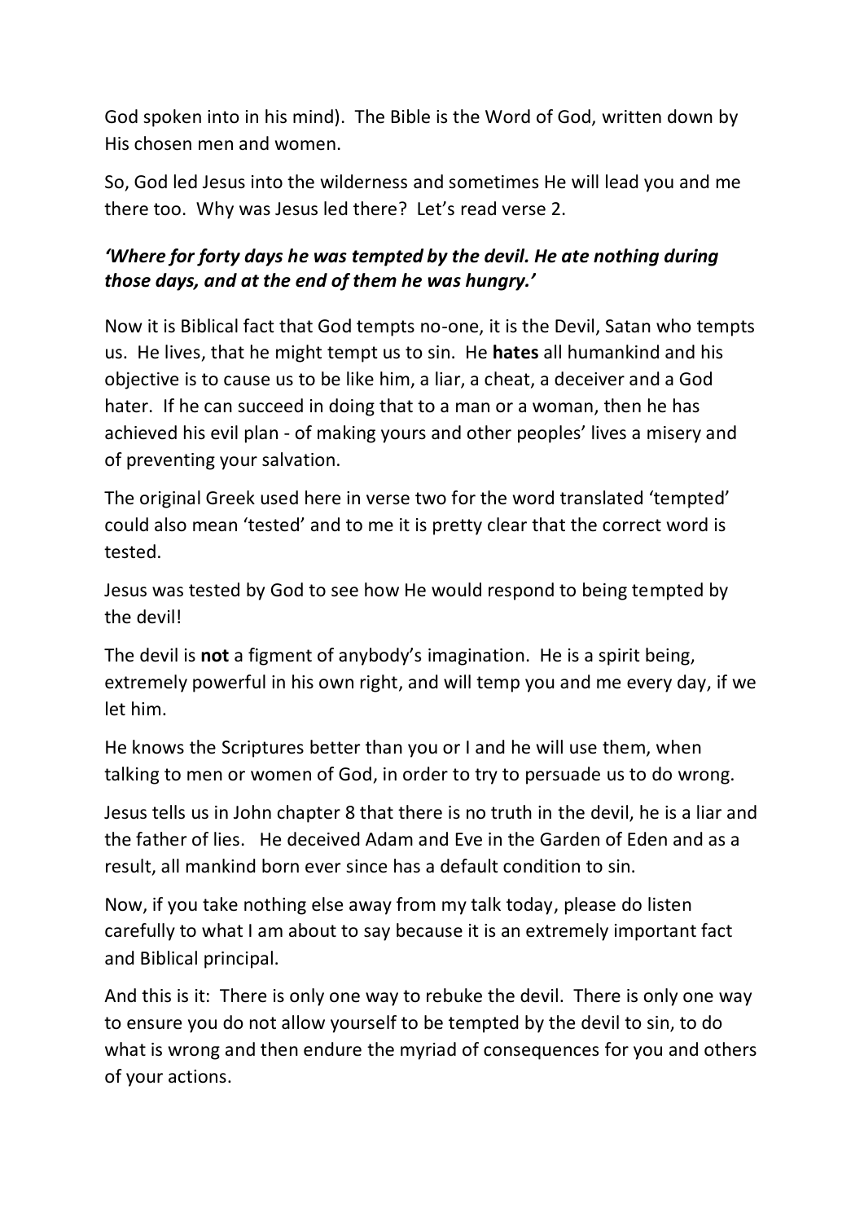God spoken into in his mind). The Bible is the Word of God, written down by His chosen men and women.

So, God led Jesus into the wilderness and sometimes He will lead you and me there too. Why was Jesus led there? Let's read verse 2.

***'Where for forty days he was tempted by the devil. He ate nothing during those days, and at the end of them he was hungry.'***

Now it is Biblical fact that God tempts no-one, it is the Devil, Satan who tempts us. He lives, that he might tempt us to sin. He **hates** all humankind and his objective is to cause us to be like him, a liar, a cheat, a deceiver and a God hater. If he can succeed in doing that to a man or a woman, then he has achieved his evil plan - of making yours and other peoples' lives a misery and of preventing your salvation.

The original Greek used here in verse two for the word translated 'tempted' could also mean 'tested' and to me it is pretty clear that the correct word is tested.

Jesus was tested by God to see how He would respond to being tempted by the devil!

The devil is **not** a figment of anybody's imagination. He is a spirit being, extremely powerful in his own right, and will temp you and me every day, if we let him.

He knows the Scriptures better than you or I and he will use them, when talking to men or women of God, in order to try to persuade us to do wrong.

Jesus tells us in John chapter 8 that there is no truth in the devil, he is a liar and the father of lies. He deceived Adam and Eve in the Garden of Eden and as a result, all mankind born ever since has a default condition to sin.

Now, if you take nothing else away from my talk today, please do listen carefully to what I am about to say because it is an extremely important fact and Biblical principal.

And this is it: There is only one way to rebuke the devil. There is only one way to ensure you do not allow yourself to be tempted by the devil to sin, to do what is wrong and then endure the myriad of consequences for you and others of your actions.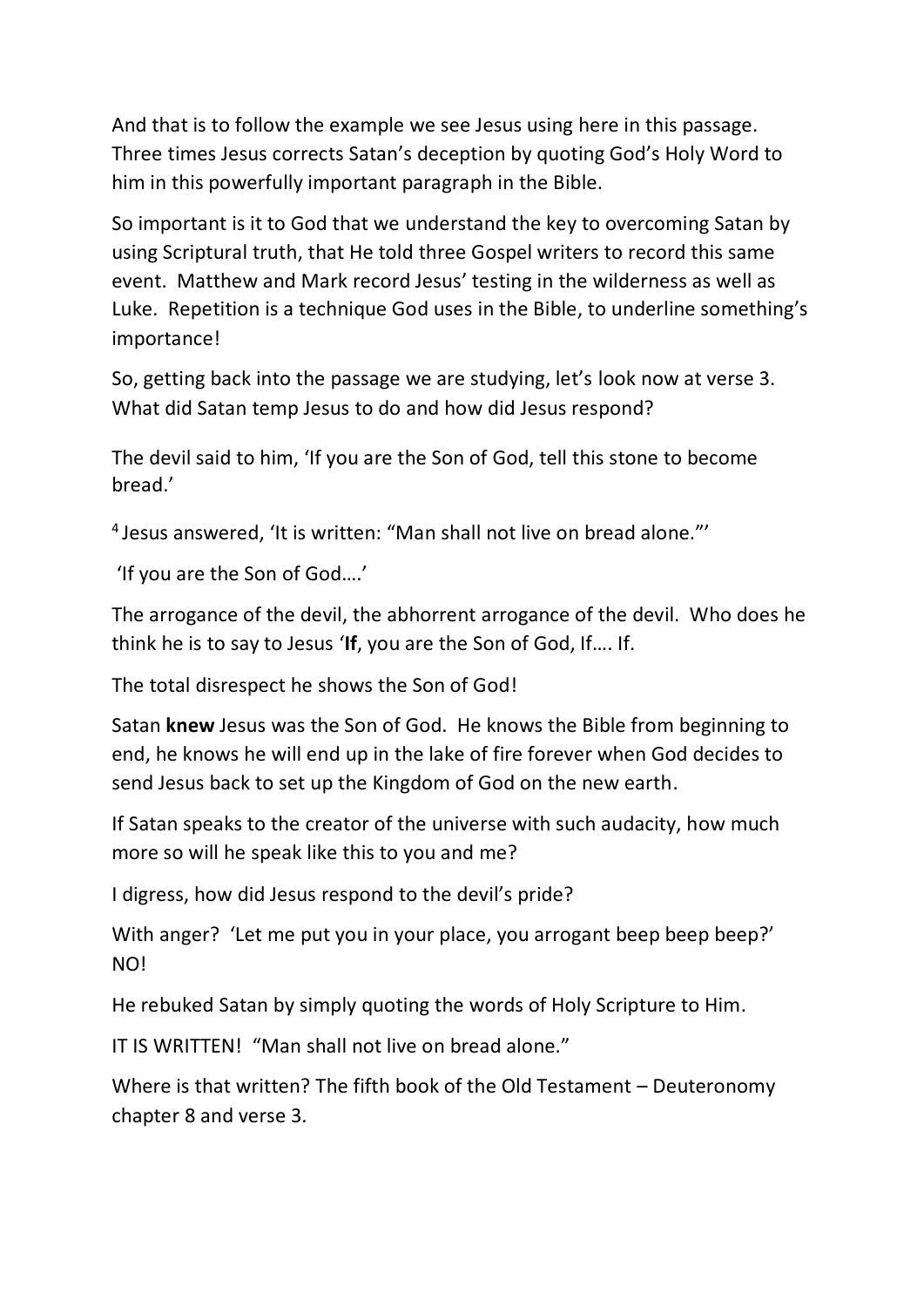And that is to follow the example we see Jesus using here in this passage. Three times Jesus corrects Satan's deception by quoting God's Holy Word to him in this powerfully important paragraph in the Bible.

So important is it to God that we understand the key to overcoming Satan by using Scriptural truth, that He told three Gospel writers to record this same event. Matthew and Mark record Jesus' testing in the wilderness as well as Luke. Repetition is a technique God uses in the Bible, to underline something's importance!

So, getting back into the passage we are studying, let's look now at verse 3. What did Satan temp Jesus to do and how did Jesus respond?

The devil said to him, 'If you are the Son of God, tell this stone to become bread.'

4 Jesus answered, 'It is written: "Man shall not live on bread alone."'

'If you are the Son of God….'

The arrogance of the devil, the abhorrent arrogance of the devil. Who does he think he is to say to Jesus '**If**, you are the Son of God, If…. If.

The total disrespect he shows the Son of God!

Satan **knew** Jesus was the Son of God. He knows the Bible from beginning to end, he knows he will end up in the lake of fire forever when God decides to send Jesus back to set up the Kingdom of God on the new earth.

If Satan speaks to the creator of the universe with such audacity, how much more so will he speak like this to you and me?

I digress, how did Jesus respond to the devil's pride?

With anger? 'Let me put you in your place, you arrogant beep beep beep?' NO!

He rebuked Satan by simply quoting the words of Holy Scripture to Him.

IT IS WRITTEN! "Man shall not live on bread alone."

Where is that written? The fifth book of the Old Testament – Deuteronomy chapter 8 and verse 3.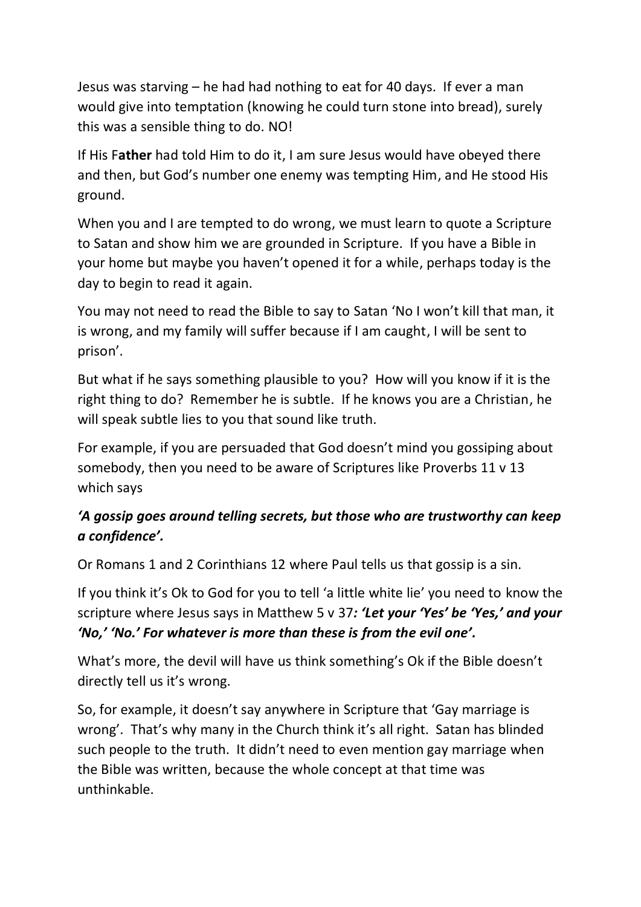Jesus was starving – he had had nothing to eat for 40 days. If ever a man would give into temptation (knowing he could turn stone into bread), surely this was a sensible thing to do. NO!

If His F**ather** had told Him to do it, I am sure Jesus would have obeyed there and then, but God's number one enemy was tempting Him, and He stood His ground.

When you and I are tempted to do wrong, we must learn to quote a Scripture to Satan and show him we are grounded in Scripture. If you have a Bible in your home but maybe you haven't opened it for a while, perhaps today is the day to begin to read it again.

You may not need to read the Bible to say to Satan 'No I won't kill that man, it is wrong, and my family will suffer because if I am caught, I will be sent to prison'.

But what if he says something plausible to you? How will you know if it is the right thing to do? Remember he is subtle. If he knows you are a Christian, he will speak subtle lies to you that sound like truth.

For example, if you are persuaded that God doesn't mind you gossiping about somebody, then you need to be aware of Scriptures like Proverbs 11 v 13 which says

***'A gossip goes around telling secrets, but those who are trustworthy can keep a confidence'.***

Or Romans 1 and 2 Corinthians 12 where Paul tells us that gossip is a sin.

If you think it's Ok to God for you to tell 'a little white lie' you need to know the scripture where Jesus says in Matthew 5 v 37***: 'Let your 'Yes' be 'Yes,' and your 'No,' 'No.' For whatever is more than these is from the evil one'.***

What's more, the devil will have us think something's Ok if the Bible doesn't directly tell us it's wrong.

So, for example, it doesn't say anywhere in Scripture that 'Gay marriage is wrong'. That's why many in the Church think it's all right. Satan has blinded such people to the truth. It didn't need to even mention gay marriage when the Bible was written, because the whole concept at that time was unthinkable.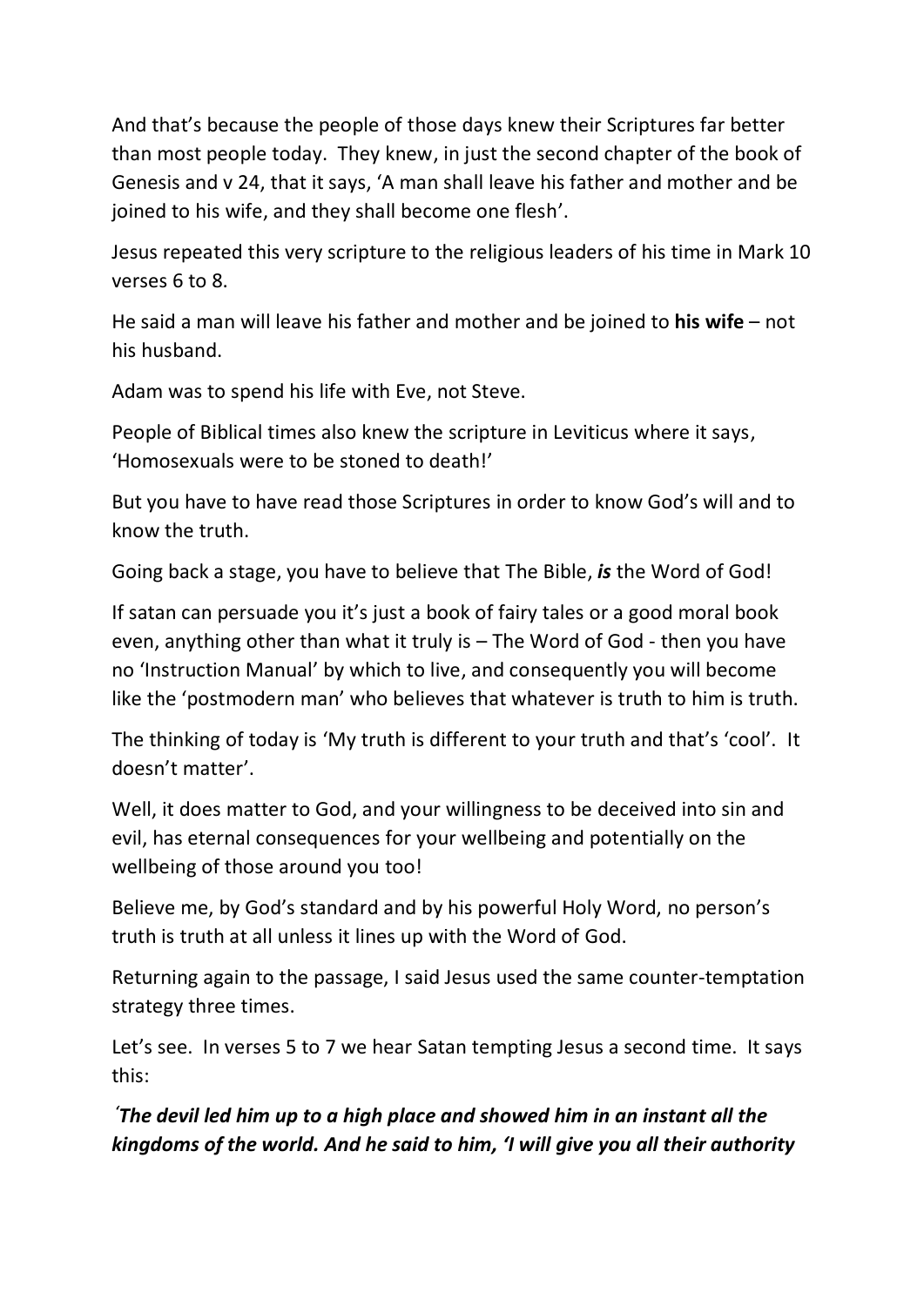And that's because the people of those days knew their Scriptures far better than most people today. They knew, in just the second chapter of the book of Genesis and v 24, that it says, 'A man shall leave his father and mother and be joined to his wife, and they shall become one flesh'.

Jesus repeated this very scripture to the religious leaders of his time in Mark 10 verses 6 to 8.

He said a man will leave his father and mother and be joined to **his wife** – not his husband.

Adam was to spend his life with Eve, not Steve.

People of Biblical times also knew the scripture in Leviticus where it says, 'Homosexuals were to be stoned to death!'

But you have to have read those Scriptures in order to know God's will and to know the truth.

Going back a stage, you have to believe that The Bible, ***is*** the Word of God!

If satan can persuade you it's just a book of fairy tales or a good moral book even, anything other than what it truly is – The Word of God - then you have no 'Instruction Manual' by which to live, and consequently you will become like the 'postmodern man' who believes that whatever is truth to him is truth.

The thinking of today is 'My truth is different to your truth and that's 'cool'. It doesn't matter'.

Well, it does matter to God, and your willingness to be deceived into sin and evil, has eternal consequences for your wellbeing and potentially on the wellbeing of those around you too!

Believe me, by God's standard and by his powerful Holy Word, no person's truth is truth at all unless it lines up with the Word of God.

Returning again to the passage, I said Jesus used the same counter-temptation strategy three times.

Let's see. In verses 5 to 7 we hear Satan tempting Jesus a second time. It says this:

***'The devil led him up to a high place and showed him in an instant all the kingdoms of the world. And he said to him, 'I will give you all their authority***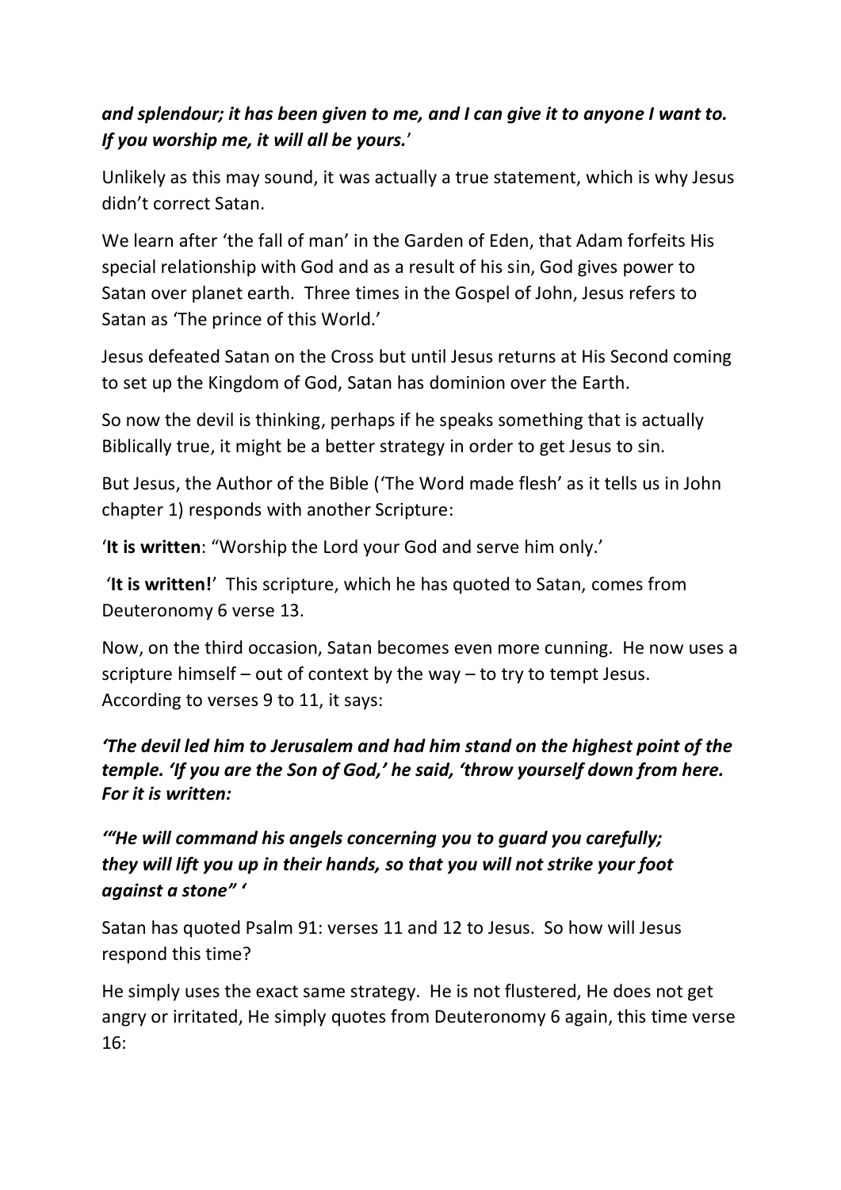***and splendour; it has been given to me, and I can give it to anyone I want to. If you worship me, it will all be yours.***'

Unlikely as this may sound, it was actually a true statement, which is why Jesus didn't correct Satan.

We learn after 'the fall of man' in the Garden of Eden, that Adam forfeits His special relationship with God and as a result of his sin, God gives power to Satan over planet earth. Three times in the Gospel of John, Jesus refers to Satan as 'The prince of this World.'

Jesus defeated Satan on the Cross but until Jesus returns at His Second coming to set up the Kingdom of God, Satan has dominion over the Earth.

So now the devil is thinking, perhaps if he speaks something that is actually Biblically true, it might be a better strategy in order to get Jesus to sin.

But Jesus, the Author of the Bible ('The Word made flesh' as it tells us in John chapter 1) responds with another Scripture:

'**It is written**: "Worship the Lord your God and serve him only.'

'**It is written!**' This scripture, which he has quoted to Satan, comes from Deuteronomy 6 verse 13.

Now, on the third occasion, Satan becomes even more cunning. He now uses a scripture himself – out of context by the way – to try to tempt Jesus. According to verses 9 to 11, it says:

***'The devil led him to Jerusalem and had him stand on the highest point of the temple. 'If you are the Son of God,' he said, 'throw yourself down from here. For it is written:***

***'"He will command his angels concerning you to guard you carefully; they will lift you up in their hands, so that you will not strike your foot against a stone" '***

Satan has quoted Psalm 91: verses 11 and 12 to Jesus. So how will Jesus respond this time?

He simply uses the exact same strategy. He is not flustered, He does not get angry or irritated, He simply quotes from Deuteronomy 6 again, this time verse 16: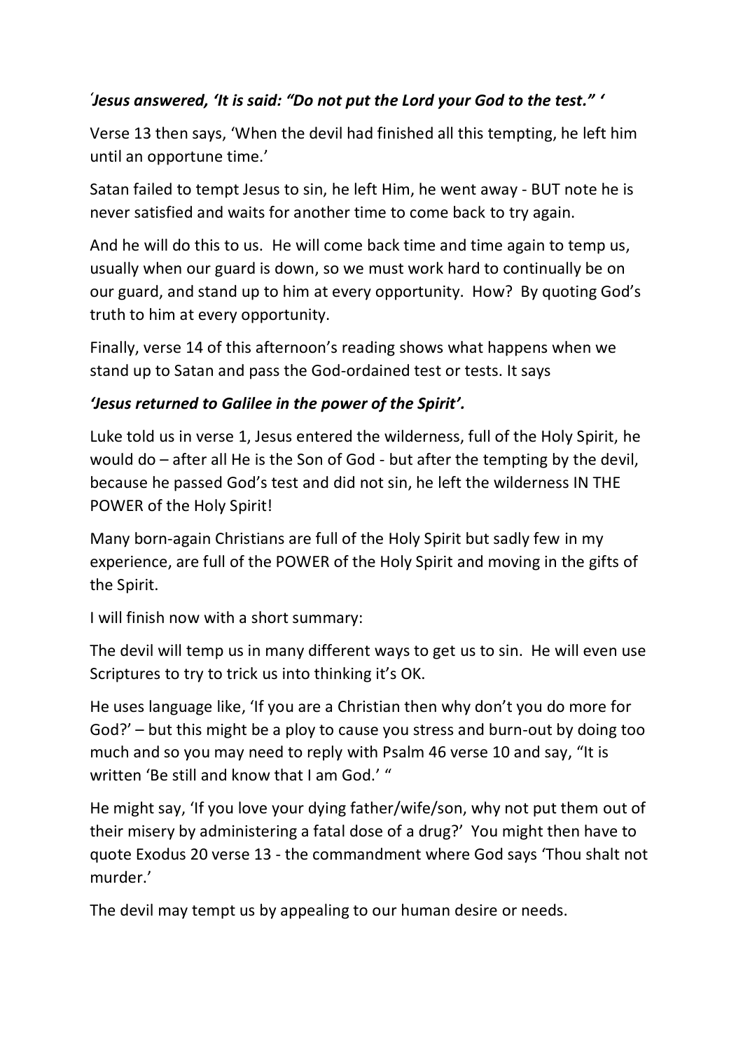*'Jesus answered, 'It is said: "Do not put the Lord your God to the test." '*

Verse 13 then says, 'When the devil had finished all this tempting, he left him until an opportune time.'

Satan failed to tempt Jesus to sin, he left Him, he went away - BUT note he is never satisfied and waits for another time to come back to try again.

And he will do this to us. He will come back time and time again to temp us, usually when our guard is down, so we must work hard to continually be on our guard, and stand up to him at every opportunity. How? By quoting God's truth to him at every opportunity.

Finally, verse 14 of this afternoon's reading shows what happens when we stand up to Satan and pass the God-ordained test or tests. It says

***'Jesus returned to Galilee in the power of the Spirit'.***

Luke told us in verse 1, Jesus entered the wilderness, full of the Holy Spirit, he would do – after all He is the Son of God - but after the tempting by the devil, because he passed God's test and did not sin, he left the wilderness IN THE POWER of the Holy Spirit!

Many born-again Christians are full of the Holy Spirit but sadly few in my experience, are full of the POWER of the Holy Spirit and moving in the gifts of the Spirit.

I will finish now with a short summary:

The devil will temp us in many different ways to get us to sin. He will even use Scriptures to try to trick us into thinking it's OK.

He uses language like, 'If you are a Christian then why don't you do more for God?' – but this might be a ploy to cause you stress and burn-out by doing too much and so you may need to reply with Psalm 46 verse 10 and say, "It is written 'Be still and know that I am God.' "

He might say, 'If you love your dying father/wife/son, why not put them out of their misery by administering a fatal dose of a drug?' You might then have to quote Exodus 20 verse 13 - the commandment where God says 'Thou shalt not murder.'

The devil may tempt us by appealing to our human desire or needs.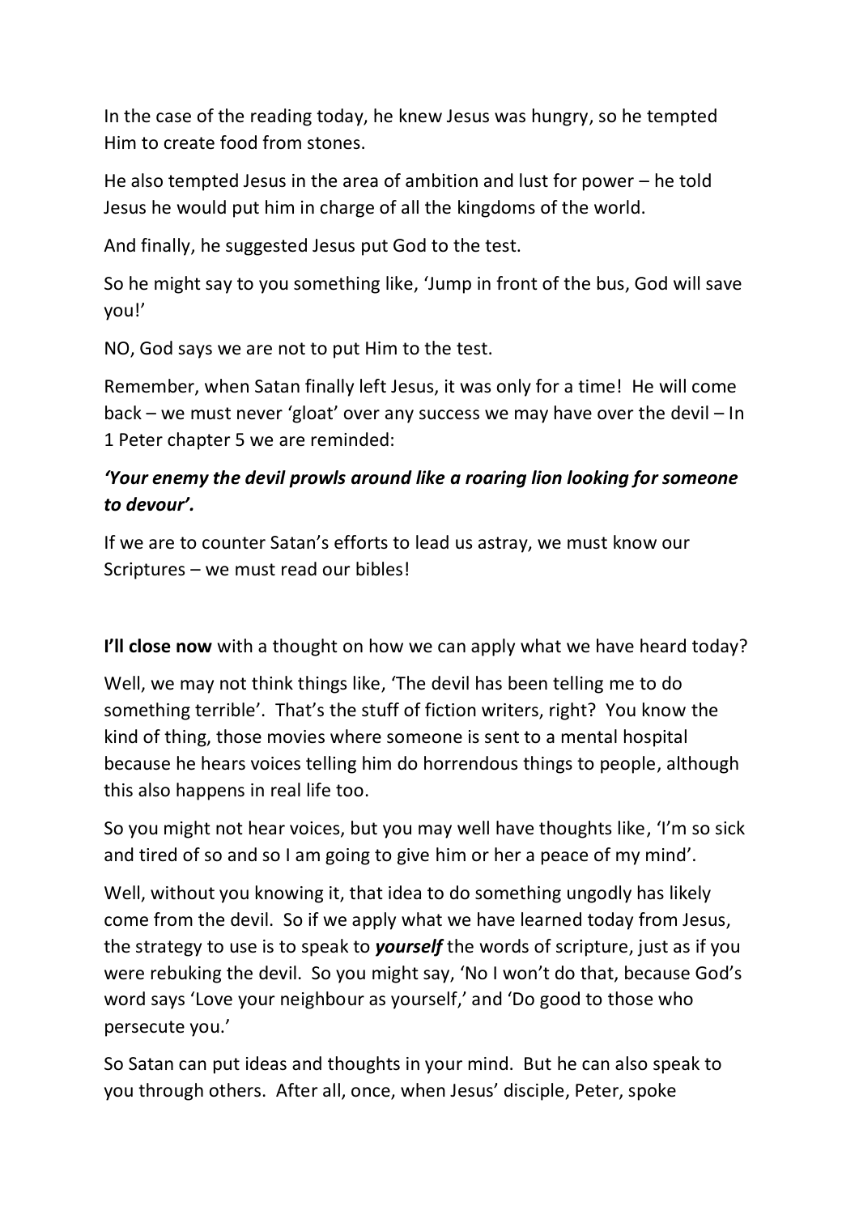In the case of the reading today, he knew Jesus was hungry, so he tempted Him to create food from stones.

He also tempted Jesus in the area of ambition and lust for power – he told Jesus he would put him in charge of all the kingdoms of the world.

And finally, he suggested Jesus put God to the test.

So he might say to you something like, 'Jump in front of the bus, God will save you!'

NO, God says we are not to put Him to the test.

Remember, when Satan finally left Jesus, it was only for a time! He will come back – we must never 'gloat' over any success we may have over the devil – In 1 Peter chapter 5 we are reminded:

***'Your enemy the devil prowls around like a roaring lion looking for someone to devour'.***

If we are to counter Satan's efforts to lead us astray, we must know our Scriptures – we must read our bibles!

**I'll close now** with a thought on how we can apply what we have heard today?

Well, we may not think things like, 'The devil has been telling me to do something terrible'. That's the stuff of fiction writers, right? You know the kind of thing, those movies where someone is sent to a mental hospital because he hears voices telling him do horrendous things to people, although this also happens in real life too.

So you might not hear voices, but you may well have thoughts like, 'I'm so sick and tired of so and so I am going to give him or her a peace of my mind'.

Well, without you knowing it, that idea to do something ungodly has likely come from the devil. So if we apply what we have learned today from Jesus, the strategy to use is to speak to ***yourself*** the words of scripture, just as if you were rebuking the devil. So you might say, 'No I won't do that, because God's word says 'Love your neighbour as yourself,' and 'Do good to those who persecute you.'

So Satan can put ideas and thoughts in your mind. But he can also speak to you through others. After all, once, when Jesus' disciple, Peter, spoke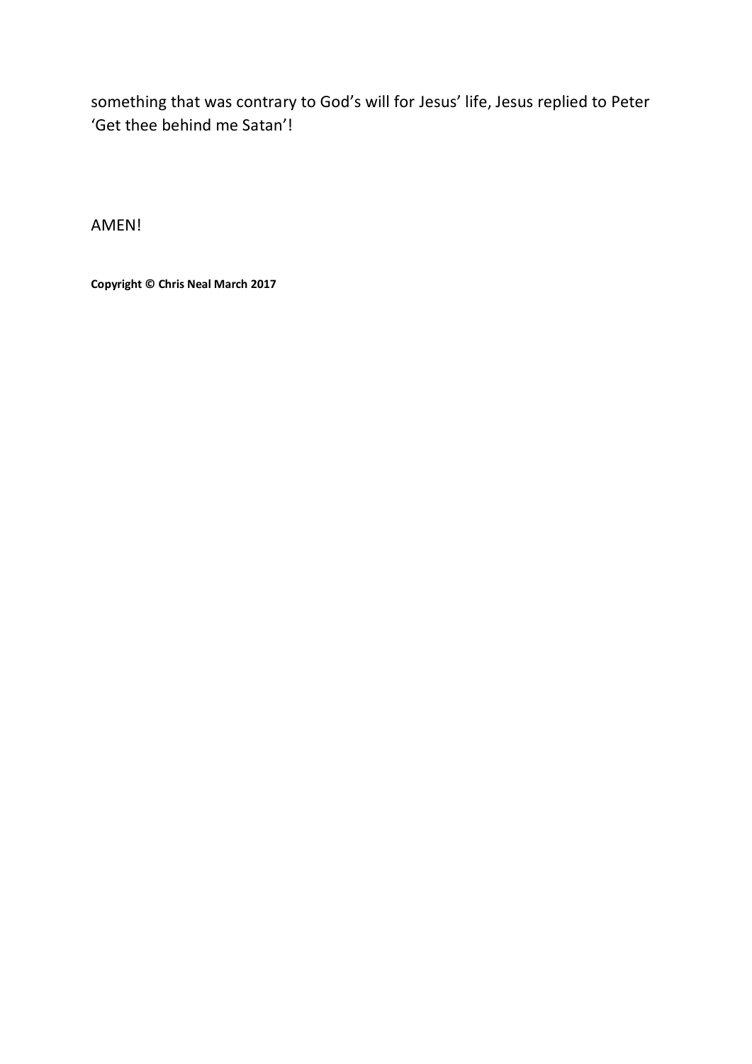something that was contrary to God's will for Jesus' life, Jesus replied to Peter 'Get thee behind me Satan'!

AMEN!

**Copyright © Chris Neal March 2017**